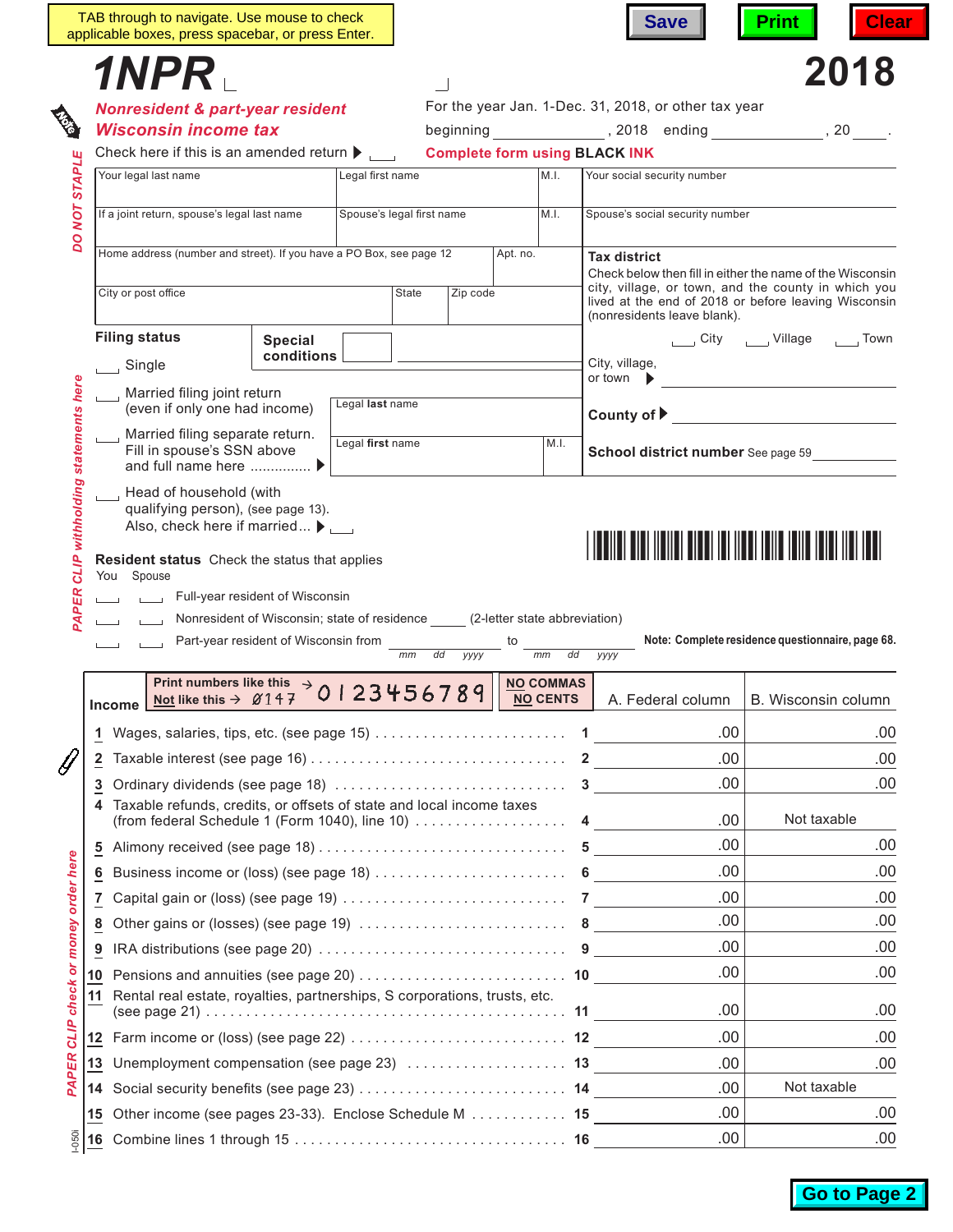TAB through to navigate. Use mouse to check applicable boxes, press spacebar, or press Enter.

Save | Print | Clear

# 1NPR 2018

## Nonresident & part-year resident Wisconsin income tax

For the year Jan. 1-Dec. 31, 2018, or other tax year beginning ____________, 2018 ending ____________, 20____.

Check here if this is an amended return ▶ ☐

**Complete form using BLACK INK**

DO NOT STAPLE

| Your legal last name | Legal first name | M.I. | Your social security number |
|---|---|---|---|
| If a joint return, spouse's legal last name | Spouse's legal first name | M.I. | Spouse's social security number |
| Home address (number and street). If you have a PO Box, see page 12 | Apt. no. | | |
| City or post office | State | Zip code | |

**Tax district**
Check below then fill in either the name of the Wisconsin city, village, or town, and the county in which you lived at the end of 2018 or before leaving Wisconsin (nonresidents leave blank).

☐ City ☐ Village ☐ Town

City, village, or town ▶ ____________

**County of** ▶ ____________

**School district number** See page 59 ____________

**Filing status**

**Special conditions** ☐ ____________

☐ Single

☐ Married filing joint return (even if only one had income)

☐ Married filing separate return. Fill in spouse's SSN above and full name here ............. ▶ Legal **last** name ____________ Legal **first** name ____________ M.I. ____

☐ Head of household (with qualifying person), (see page 13). Also, check here if married... ▶ ☐

PAPER CLIP withholding statements here

**Resident status** Check the status that applies

| You | Spouse | |
|---|---|---|
| ☐ | ☐ | Full-year resident of Wisconsin |
| ☐ | ☐ | Nonresident of Wisconsin; state of residence ____ (2-letter state abbreviation) |
| ☐ | ☐ | Part-year resident of Wisconsin from ________ (mm dd yyyy) to ________ (mm dd yyyy) |

**Note: Complete residence questionnaire, page 68.**

Print numbers like this → 0123456789 | Not like this → 0147 | **NO COMMAS NO CENTS**

| **Income** | | A. Federal column | B. Wisconsin column |
|---|---|---|---|
| 1 Wages, salaries, tips, etc. (see page 15) | 1 | .00 | .00 |
| 2 Taxable interest (see page 16) | 2 | .00 | .00 |
| 3 Ordinary dividends (see page 18) | 3 | .00 | .00 |
| 4 Taxable refunds, credits, or offsets of state and local income taxes (from federal Schedule 1 (Form 1040), line 10) | 4 | .00 | Not taxable |
| 5 Alimony received (see page 18) | 5 | .00 | .00 |
| 6 Business income or (loss) (see page 18) | 6 | .00 | .00 |
| 7 Capital gain or (loss) (see page 19) | 7 | .00 | .00 |
| 8 Other gains or (losses) (see page 19) | 8 | .00 | .00 |
| 9 IRA distributions (see page 20) | 9 | .00 | .00 |
| 10 Pensions and annuities (see page 20) | 10 | .00 | .00 |
| 11 Rental real estate, royalties, partnerships, S corporations, trusts, etc. (see page 21) | 11 | .00 | .00 |
| 12 Farm income or (loss) (see page 22) | 12 | .00 | .00 |
| 13 Unemployment compensation (see page 23) | 13 | .00 | .00 |
| 14 Social security benefits (see page 23) | 14 | .00 | Not taxable |
| 15 Other income (see pages 23-33). Enclose Schedule M | 15 | .00 | .00 |
| 16 Combine lines 1 through 15 | 16 | .00 | .00 |

PAPER CLIP check or money order here

I-050i

Go to Page 2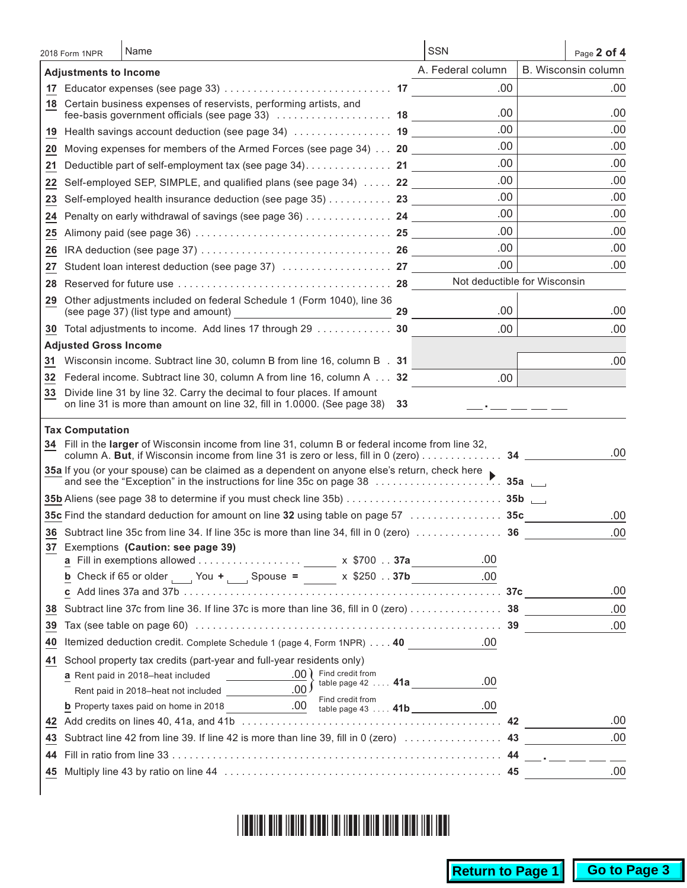2018 Form 1NPR | Name | SSN

### Adjustments to Income

| | | A. Federal column | B. Wisconsin column |
|---|---|---|---|
| 17 | Educator expenses (see page 33) . . . 17 | .00 | .00 |
| 18 | Certain business expenses of reservists, performing artists, and fee-basis government officials (see page 33) . . . 18 | .00 | .00 |
| 19 | Health savings account deduction (see page 34) . . . 19 | .00 | .00 |
| 20 | Moving expenses for members of the Armed Forces (see page 34) . . . 20 | .00 | .00 |
| 21 | Deductible part of self-employment tax (see page 34) . . . 21 | .00 | .00 |
| 22 | Self-employed SEP, SIMPLE, and qualified plans (see page 34) . . . 22 | .00 | .00 |
| 23 | Self-employed health insurance deduction (see page 35) . . . 23 | .00 | .00 |
| 24 | Penalty on early withdrawal of savings (see page 36) . . . 24 | .00 | .00 |
| 25 | Alimony paid (see page 36) . . . 25 | .00 | .00 |
| 26 | IRA deduction (see page 37) . . . 26 | .00 | .00 |
| 27 | Student loan interest deduction (see page 37) . . . 27 | .00 | .00 |
| 28 | Reserved for future use . . . 28 | Not deductible for Wisconsin | |
| 29 | Other adjustments included on federal Schedule 1 (Form 1040), line 36 (see page 37) (list type and amount) ________ 29 | .00 | .00 |
| 30 | Total adjustments to income. Add lines 17 through 29 . . . 30 | .00 | .00 |

### Adjusted Gross Income

| | | A. Federal column | B. Wisconsin column |
|---|---|---|---|
| 31 | Wisconsin income. Subtract line 30, column B from line 16, column B . 31 | | .00 |
| 32 | Federal income. Subtract line 30, column A from line 16, column A . . . 32 | .00 | |
| 33 | Divide line 31 by line 32. Carry the decimal to four places. If amount on line 31 is more than amount on line 32, fill in 1.0000. (See page 38) 33 | ___ . ___ ___ ___ ___ | |

### Tax Computation

**34** Fill in the **larger** of Wisconsin income from line 31, column B or federal income from line 32, column A. **But**, if Wisconsin income from line 31 is zero or less, fill in 0 (zero) . . . **34** .00

**35a** If you (or your spouse) can be claimed as a dependent on anyone else's return, check here and see the "Exception" in the instructions for line 35c on page 38 . . . **35a** ☐

**35b** Aliens (see page 38 to determine if you must check line 35b) . . . **35b** ☐

**35c** Find the standard deduction for amount on line **32** using table on page 57 . . . **35c** .00

**36** Subtract line 35c from line 34. If line 35c is more than line 34, fill in 0 (zero) . . . **36** .00

**37** Exemptions **(Caution: see page 39)**

- **a** Fill in exemptions allowed . . . ______ x $700 . . **37a** .00
- **b** Check if 65 or older ☐ You **+** ☐ Spouse **=** ______ x $250 . . **37b** .00
- **c** Add lines 37a and 37b . . . **37c** .00

**38** Subtract line 37c from line 36. If line 37c is more than line 36, fill in 0 (zero) . . . **38** .00

**39** Tax (see table on page 60) . . . **39** .00

**40** Itemized deduction credit. Complete Schedule 1 (page 4, Form 1NPR) . . . . **40** .00

**41** School property tax credits (part-year and full-year residents only)

- **a** Rent paid in 2018–heat included .00; Rent paid in 2018–heat not included .00 — Find credit from table page 42 . . . . **41a** .00
- **b** Property taxes paid on home in 2018 .00 — Find credit from table page 43 . . . . **41b** .00

**42** Add credits on lines 40, 41a, and 41b . . . **42** .00

**43** Subtract line 42 from line 39. If line 42 is more than line 39, fill in 0 (zero) . . . **43** .00

**44** Fill in ratio from line 33 . . . **44** ___ . ___ ___ ___ ___

**45** Multiply line 43 by ratio on line 44 . . . **45** .00

Return to Page 1 | Go to Page 3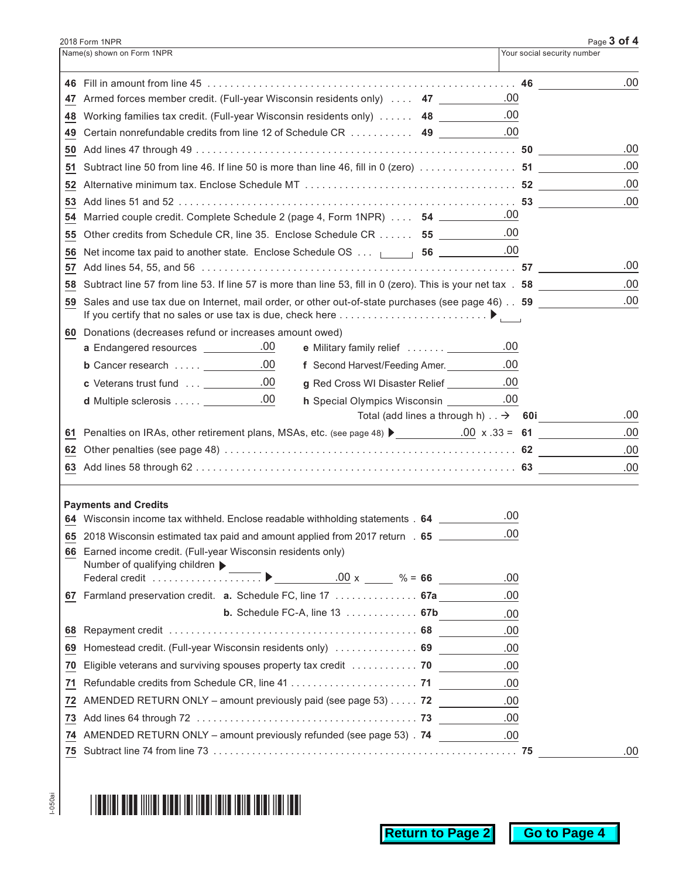2018 Form 1NPR

Name(s) shown on Form 1NPR | Your social security number

| Line | Description | Line | Amount | Line | Amount |
|---|---|---|---|---|---|
| 46 | Fill in amount from line 45 | | | 46 | .00 |
| 47 | Armed forces member credit. (Full-year Wisconsin residents only) | 47 | .00 | | |
| 48 | Working families tax credit. (Full-year Wisconsin residents only) | 48 | .00 | | |
| 49 | Certain nonrefundable credits from line 12 of Schedule CR | 49 | .00 | | |
| 50 | Add lines 47 through 49 | | | 50 | .00 |
| 51 | Subtract line 50 from line 46. If line 50 is more than line 46, fill in 0 (zero) | | | 51 | .00 |
| 52 | Alternative minimum tax. Enclose Schedule MT | | | 52 | .00 |
| 53 | Add lines 51 and 52 | | | 53 | .00 |
| 54 | Married couple credit. Complete Schedule 2 (page 4, Form 1NPR) | 54 | .00 | | |
| 55 | Other credits from Schedule CR, line 35. Enclose Schedule CR | 55 | .00 | | |
| 56 | Net income tax paid to another state. Enclose Schedule OS | 56 | .00 | | |
| 57 | Add lines 54, 55, and 56 | | | 57 | .00 |
| 58 | Subtract line 57 from line 53. If line 57 is more than line 53, fill in 0 (zero). This is your net tax | | | 58 | .00 |
| 59 | Sales and use tax due on Internet, mail order, or other out-of-state purchases (see page 46). If you certify that no sales or use tax is due, check here ▶ ☐ | | | 59 | .00 |

**60** Donations (decreases refund or increases amount owed)

| | | | |
|---|---|---|---|
| **a** Endangered resources | .00 | **e** Military family relief | .00 |
| **b** Cancer research | .00 | **f** Second Harvest/Feeding Amer. | .00 |
| **c** Veterans trust fund | .00 | **g** Red Cross WI Disaster Relief | .00 |
| **d** Multiple sclerosis | .00 | **h** Special Olympics Wisconsin | .00 |

Total (add lines a through h) → **60i** .00

| Line | Description | Line | Amount |
|---|---|---|---|
| 61 | Penalties on IRAs, other retirement plans, MSAs, etc. (see page 48) ▶ .00 x .33 = | 61 | .00 |
| 62 | Other penalties (see page 48) | 62 | .00 |
| 63 | Add lines 58 through 62 | 63 | .00 |

**Payments and Credits**

| Line | Description | Line | Amount | Line | Amount |
|---|---|---|---|---|---|
| 64 | Wisconsin income tax withheld. Enclose readable withholding statements | 64 | .00 | | |
| 65 | 2018 Wisconsin estimated tax paid and amount applied from 2017 return | 65 | .00 | | |
| 66 | Earned income credit. (Full-year Wisconsin residents only) Number of qualifying children ▶ ____ Federal credit ▶ .00 x ____ % = | 66 | .00 | | |
| 67 | Farmland preservation credit. **a.** Schedule FC, line 17 | 67a | .00 | | |
| | **b.** Schedule FC-A, line 13 | 67b | .00 | | |
| 68 | Repayment credit | 68 | .00 | | |
| 69 | Homestead credit. (Full-year Wisconsin residents only) | 69 | .00 | | |
| 70 | Eligible veterans and surviving spouses property tax credit | 70 | .00 | | |
| 71 | Refundable credits from Schedule CR, line 41 | 71 | .00 | | |
| 72 | AMENDED RETURN ONLY – amount previously paid (see page 53) | 72 | .00 | | |
| 73 | Add lines 64 through 72 | 73 | .00 | | |
| 74 | AMENDED RETURN ONLY – amount previously refunded (see page 53) | 74 | .00 | | |
| 75 | Subtract line 74 from line 73 | | | 75 | .00 |

I-050ai

Return to Page 2 | Go to Page 4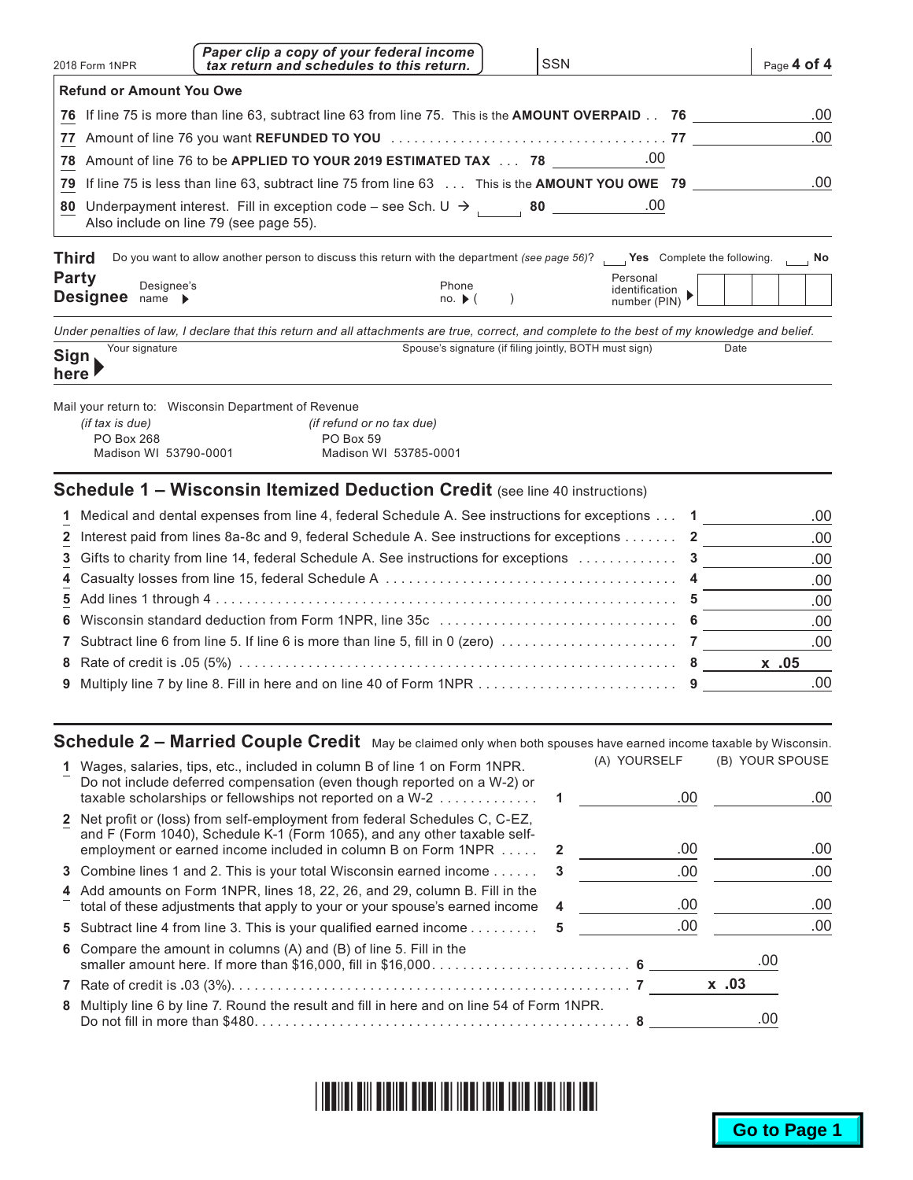2018 Form 1NPR

***Paper clip a copy of your federal income tax return and schedules to this return.***

SSN

**Refund or Amount You Owe**

| | | | |
|---|---|---|---|
| 76 | If line 75 is more than line 63, subtract line 63 from line 75. This is the **AMOUNT OVERPAID** | 76 | .00 |
| 77 | Amount of line 76 you want **REFUNDED TO YOU** | 77 | .00 |
| 78 | Amount of line 76 to be **APPLIED TO YOUR 2019 ESTIMATED TAX** | 78 | .00 |
| 79 | If line 75 is less than line 63, subtract line 75 from line 63 . . . This is the **AMOUNT YOU OWE** | 79 | .00 |
| 80 | Underpayment interest. Fill in exception code – see Sch. U → ____ Also include on line 79 (see page 55). | 80 | .00 |

**Third Party Designee** Do you want to allow another person to discuss this return with the department *(see page 56)*? ___ **Yes** Complete the following. ___ **No**

Designee's name ▶ Phone no. ▶ ( ) Personal identification number (PIN) ▶

*Under penalties of law, I declare that this return and all attachments are true, correct, and complete to the best of my knowledge and belief.*

**Sign here** ▶ Your signature Spouse's signature (if filing jointly, BOTH must sign) Date

Mail your return to: Wisconsin Department of Revenue

*(if tax is due)*
PO Box 268
Madison WI 53790-0001

*(if refund or no tax due)*
PO Box 59
Madison WI 53785-0001

## Schedule 1 – Wisconsin Itemized Deduction Credit (see line 40 instructions)

| | | | |
|---|---|---|---|
| 1 | Medical and dental expenses from line 4, federal Schedule A. See instructions for exceptions | 1 | .00 |
| 2 | Interest paid from lines 8a-8c and 9, federal Schedule A. See instructions for exceptions | 2 | .00 |
| 3 | Gifts to charity from line 14, federal Schedule A. See instructions for exceptions | 3 | .00 |
| 4 | Casualty losses from line 15, federal Schedule A | 4 | .00 |
| 5 | Add lines 1 through 4 | 5 | .00 |
| 6 | Wisconsin standard deduction from Form 1NPR, line 35c | 6 | .00 |
| 7 | Subtract line 6 from line 5. If line 6 is more than line 5, fill in 0 (zero) | 7 | .00 |
| 8 | Rate of credit is .05 (5%) | 8 | x .05 |
| 9 | Multiply line 7 by line 8. Fill in here and on line 40 of Form 1NPR | 9 | .00 |

## Schedule 2 – Married Couple Credit

May be claimed only when both spouses have earned income taxable by Wisconsin.

| | | | (A) YOURSELF | (B) YOUR SPOUSE |
|---|---|---|---|---|
| 1 | Wages, salaries, tips, etc., included in column B of line 1 on Form 1NPR. Do not include deferred compensation (even though reported on a W-2) or taxable scholarships or fellowships not reported on a W-2 | 1 | .00 | .00 |
| 2 | Net profit or (loss) from self-employment from federal Schedules C, C-EZ, and F (Form 1040), Schedule K-1 (Form 1065), and any other taxable self-employment or earned income included in column B on Form 1NPR | 2 | .00 | .00 |
| 3 | Combine lines 1 and 2. This is your total Wisconsin earned income | 3 | .00 | .00 |
| 4 | Add amounts on Form 1NPR, lines 18, 22, 26, and 29, column B. Fill in the total of these adjustments that apply to your or your spouse's earned income | 4 | .00 | .00 |
| 5 | Subtract line 4 from line 3. This is your qualified earned income | 5 | .00 | .00 |

| | | | |
|---|---|---|---|
| 6 | Compare the amount in columns (A) and (B) of line 5. Fill in the smaller amount here. If more than $16,000, fill in $16,000 | 6 | .00 |
| 7 | Rate of credit is .03 (3%) | 7 | x .03 |
| 8 | Multiply line 6 by line 7. Round the result and fill in here and on line 54 of Form 1NPR. Do not fill in more than $480 | 8 | .00 |

Go to Page 1